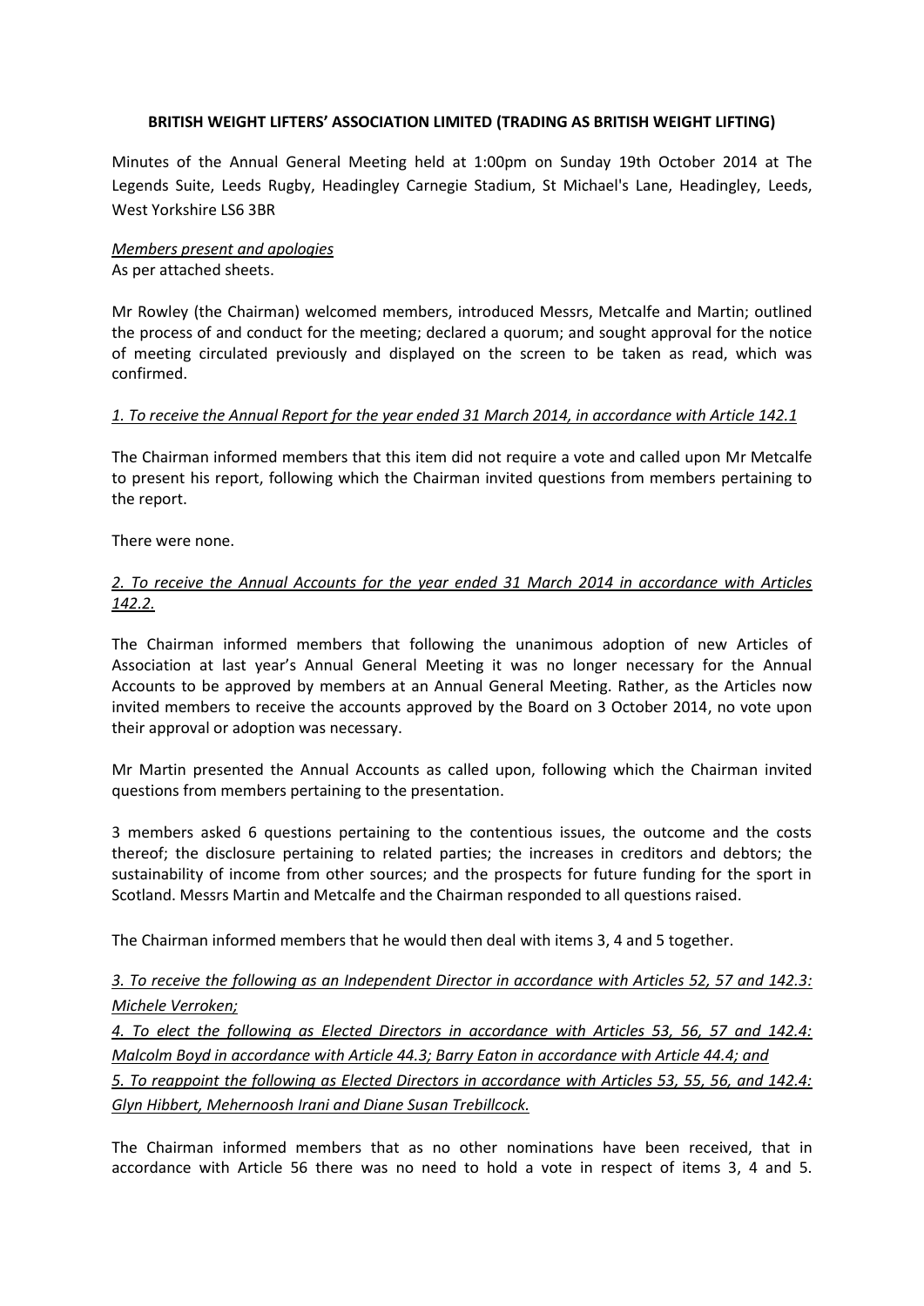**BRITISH WEIGHT LIFTERS' ASSOCIATION LIMITED (TRADING AS BRITISH WEIGHT LIFTING)**

Minutes of the Annual General Meeting held at 1:00pm on Sunday 19th October 2014 at The Legends Suite, Leeds Rugby, Headingley Carnegie Stadium, St Michael's Lane, Headingley, Leeds, West Yorkshire LS6 3BR

*Members present and apologies*

As per attached sheets.

Mr Rowley (the Chairman) welcomed members, introduced Messrs, Metcalfe and Martin; outlined the process of and conduct for the meeting; declared a quorum; and sought approval for the notice of meeting circulated previously and displayed on the screen to be taken as read, which was confirmed.

*1. To receive the Annual Report for the year ended 31 March 2014, in accordance with Article 142.1*

The Chairman informed members that this item did not require a vote and called upon Mr Metcalfe to present his report, following which the Chairman invited questions from members pertaining to the report.

There were none.

*2. To receive the Annual Accounts for the year ended 31 March 2014 in accordance with Articles 142.2.*

The Chairman informed members that following the unanimous adoption of new Articles of Association at last year's Annual General Meeting it was no longer necessary for the Annual Accounts to be approved by members at an Annual General Meeting. Rather, as the Articles now invited members to receive the accounts approved by the Board on 3 October 2014, no vote upon their approval or adoption was necessary.

Mr Martin presented the Annual Accounts as called upon, following which the Chairman invited questions from members pertaining to the presentation.

3 members asked 6 questions pertaining to the contentious issues, the outcome and the costs thereof; the disclosure pertaining to related parties; the increases in creditors and debtors; the sustainability of income from other sources; and the prospects for future funding for the sport in Scotland. Messrs Martin and Metcalfe and the Chairman responded to all questions raised.

The Chairman informed members that he would then deal with items 3, 4 and 5 together.

*3. To receive the following as an Independent Director in accordance with Articles 52, 57 and 142.3: Michele Verroken;*

*4. To elect the following as Elected Directors in accordance with Articles 53, 56, 57 and 142.4: Malcolm Boyd in accordance with Article 44.3; Barry Eaton in accordance with Article 44.4; and*

*5. To reappoint the following as Elected Directors in accordance with Articles 53, 55, 56, and 142.4: Glyn Hibbert, Mehernoosh Irani and Diane Susan Trebillcock.*

The Chairman informed members that as no other nominations have been received, that in accordance with Article 56 there was no need to hold a vote in respect of items 3, 4 and 5.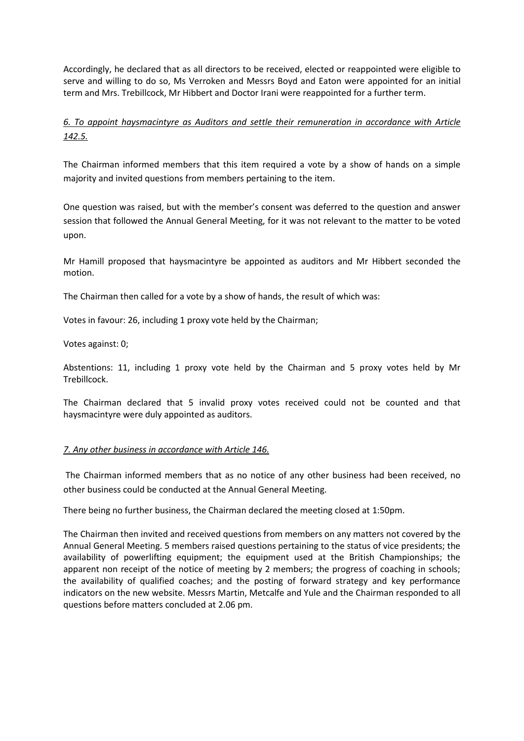Accordingly, he declared that as all directors to be received, elected or reappointed were eligible to serve and willing to do so, Ms Verroken and Messrs Boyd and Eaton were appointed for an initial term and Mrs. Trebillcock, Mr Hibbert and Doctor Irani were reappointed for a further term.

*6. To appoint haysmacintyre as Auditors and settle their remuneration in accordance with Article 142.5.*

The Chairman informed members that this item required a vote by a show of hands on a simple majority and invited questions from members pertaining to the item.

One question was raised, but with the member's consent was deferred to the question and answer session that followed the Annual General Meeting, for it was not relevant to the matter to be voted upon.

Mr Hamill proposed that haysmacintyre be appointed as auditors and Mr Hibbert seconded the motion.

The Chairman then called for a vote by a show of hands, the result of which was:

Votes in favour: 26, including 1 proxy vote held by the Chairman;

Votes against: 0;

Abstentions: 11, including 1 proxy vote held by the Chairman and 5 proxy votes held by Mr Trebillcock.

The Chairman declared that 5 invalid proxy votes received could not be counted and that haysmacintyre were duly appointed as auditors.

*7. Any other business in accordance with Article 146.*

The Chairman informed members that as no notice of any other business had been received, no other business could be conducted at the Annual General Meeting.

There being no further business, the Chairman declared the meeting closed at 1:50pm.

The Chairman then invited and received questions from members on any matters not covered by the Annual General Meeting. 5 members raised questions pertaining to the status of vice presidents; the availability of powerlifting equipment; the equipment used at the British Championships; the apparent non receipt of the notice of meeting by 2 members; the progress of coaching in schools; the availability of qualified coaches; and the posting of forward strategy and key performance indicators on the new website. Messrs Martin, Metcalfe and Yule and the Chairman responded to all questions before matters concluded at 2.06 pm.